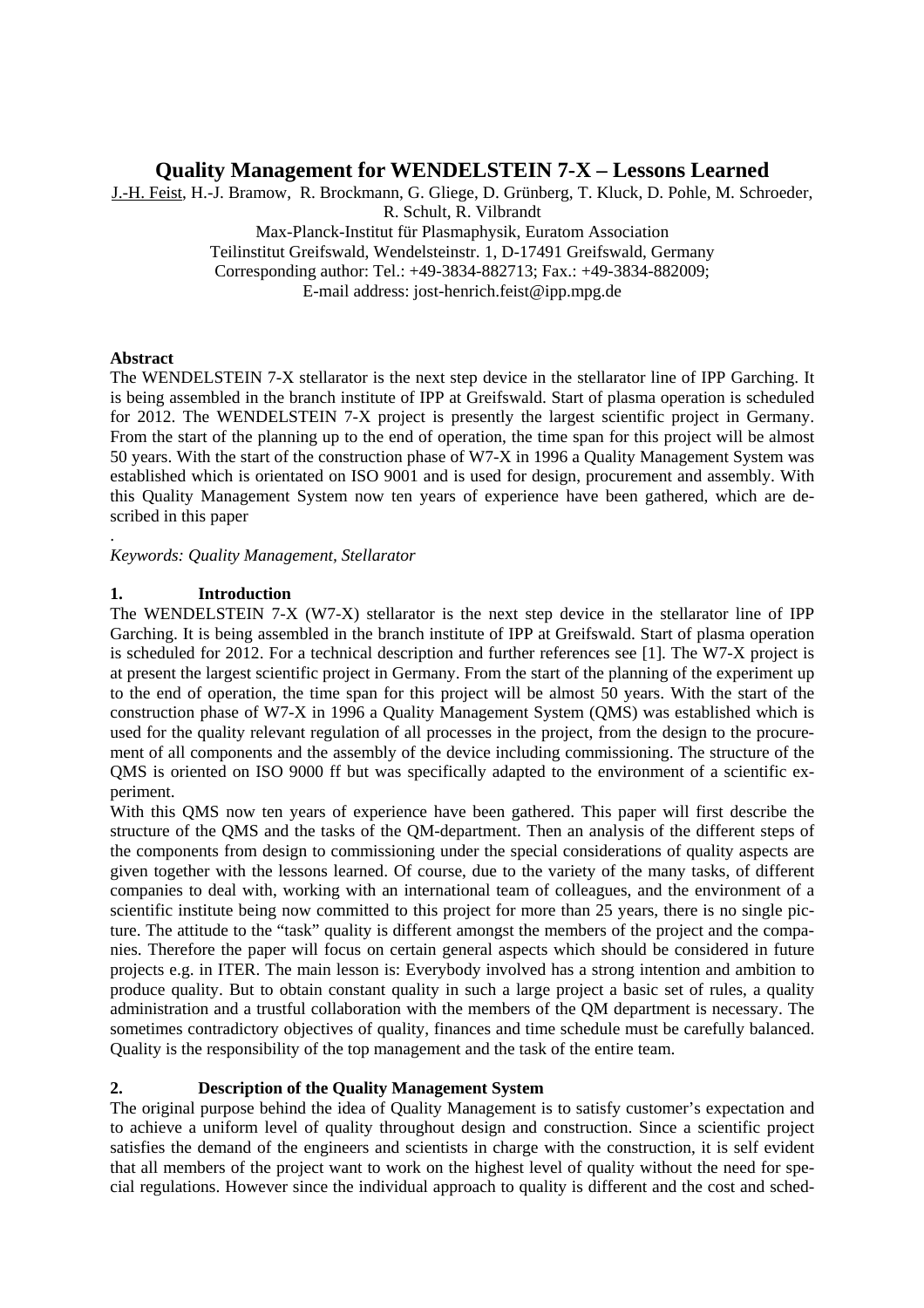# Quality Management for WENDELSTEIN 7-X – Lessons Learned

J.-H. Feist, H.-J. Bramow, R. Brockmann, G. Gliege, D. Grünberg, T. Kluck, D. Pohle, M. Schroeder, R. Schult, R. Vilbrandt

Max-Planck-Institut für Plasmaphysik, Euratom Association
Teilinstitut Greifswald, Wendelsteinstr. 1, D-17491 Greifswald, Germany
Corresponding author: Tel.: +49-3834-882713; Fax.: +49-3834-882009;
E-mail address: jost-henrich.feist@ipp.mpg.de

**Abstract**

The WENDELSTEIN 7-X stellarator is the next step device in the stellarator line of IPP Garching. It is being assembled in the branch institute of IPP at Greifswald. Start of plasma operation is scheduled for 2012. The WENDELSTEIN 7-X project is presently the largest scientific project in Germany. From the start of the planning up to the end of operation, the time span for this project will be almost 50 years. With the start of the construction phase of W7-X in 1996 a Quality Management System was established which is orientated on ISO 9001 and is used for design, procurement and assembly. With this Quality Management System now ten years of experience have been gathered, which are described in this paper

.

*Keywords: Quality Management, Stellarator*

## 1. Introduction

The WENDELSTEIN 7-X (W7-X) stellarator is the next step device in the stellarator line of IPP Garching. It is being assembled in the branch institute of IPP at Greifswald. Start of plasma operation is scheduled for 2012. For a technical description and further references see [1]. The W7-X project is at present the largest scientific project in Germany. From the start of the planning of the experiment up to the end of operation, the time span for this project will be almost 50 years. With the start of the construction phase of W7-X in 1996 a Quality Management System (QMS) was established which is used for the quality relevant regulation of all processes in the project, from the design to the procurement of all components and the assembly of the device including commissioning. The structure of the QMS is oriented on ISO 9000 ff but was specifically adapted to the environment of a scientific experiment.

With this QMS now ten years of experience have been gathered. This paper will first describe the structure of the QMS and the tasks of the QM-department. Then an analysis of the different steps of the components from design to commissioning under the special considerations of quality aspects are given together with the lessons learned. Of course, due to the variety of the many tasks, of different companies to deal with, working with an international team of colleagues, and the environment of a scientific institute being now committed to this project for more than 25 years, there is no single picture. The attitude to the "task" quality is different amongst the members of the project and the companies. Therefore the paper will focus on certain general aspects which should be considered in future projects e.g. in ITER. The main lesson is: Everybody involved has a strong intention and ambition to produce quality. But to obtain constant quality in such a large project a basic set of rules, a quality administration and a trustful collaboration with the members of the QM department is necessary. The sometimes contradictory objectives of quality, finances and time schedule must be carefully balanced. Quality is the responsibility of the top management and the task of the entire team.

## 2. Description of the Quality Management System

The original purpose behind the idea of Quality Management is to satisfy customer's expectation and to achieve a uniform level of quality throughout design and construction. Since a scientific project satisfies the demand of the engineers and scientists in charge with the construction, it is self evident that all members of the project want to work on the highest level of quality without the need for special regulations. However since the individual approach to quality is different and the cost and sched-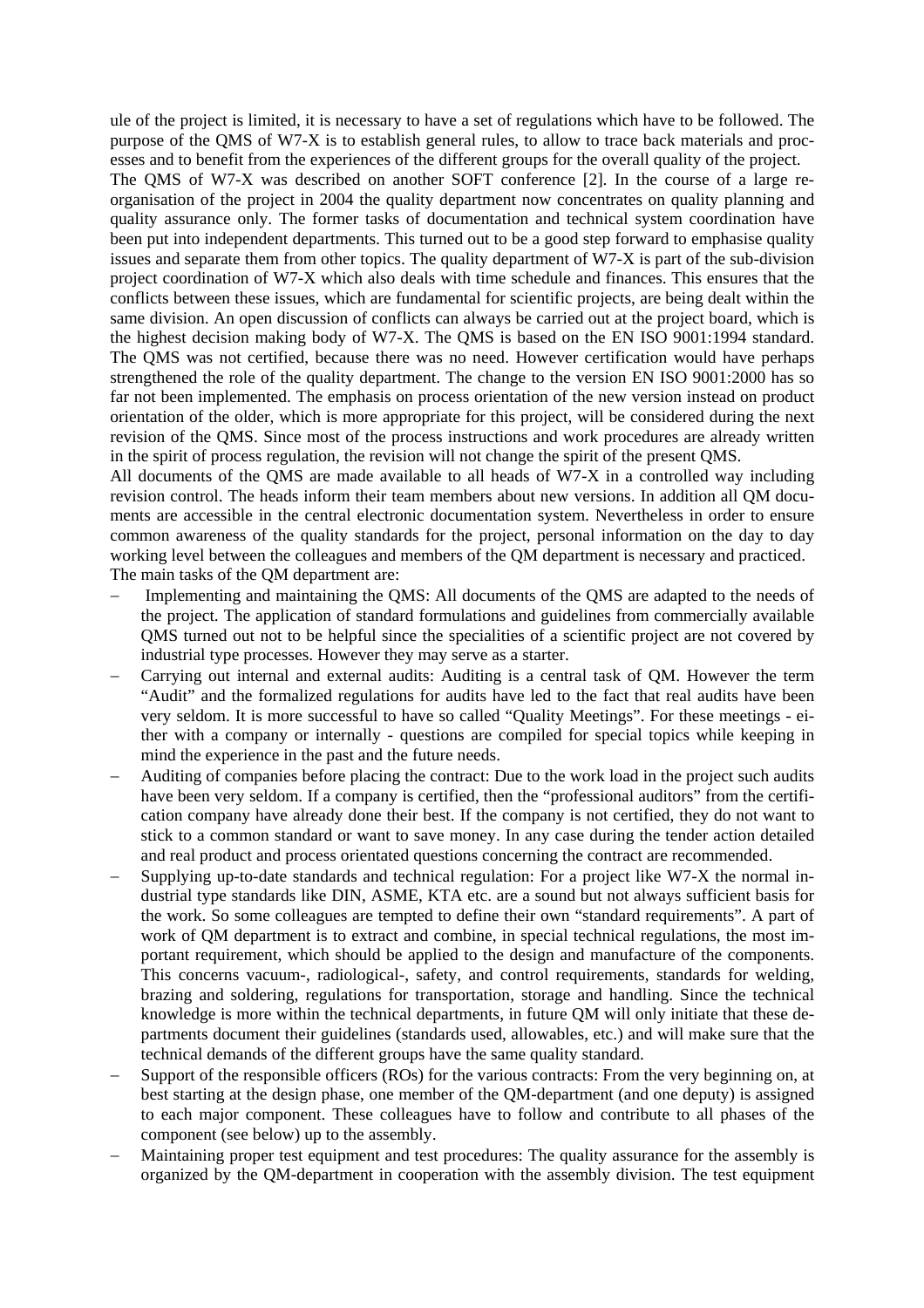ule of the project is limited, it is necessary to have a set of regulations which have to be followed. The purpose of the QMS of W7-X is to establish general rules, to allow to trace back materials and processes and to benefit from the experiences of the different groups for the overall quality of the project.

The QMS of W7-X was described on another SOFT conference [2]. In the course of a large reorganisation of the project in 2004 the quality department now concentrates on quality planning and quality assurance only. The former tasks of documentation and technical system coordination have been put into independent departments. This turned out to be a good step forward to emphasise quality issues and separate them from other topics. The quality department of W7-X is part of the sub-division project coordination of W7-X which also deals with time schedule and finances. This ensures that the conflicts between these issues, which are fundamental for scientific projects, are being dealt within the same division. An open discussion of conflicts can always be carried out at the project board, which is the highest decision making body of W7-X. The QMS is based on the EN ISO 9001:1994 standard. The QMS was not certified, because there was no need. However certification would have perhaps strengthened the role of the quality department. The change to the version EN ISO 9001:2000 has so far not been implemented. The emphasis on process orientation of the new version instead on product orientation of the older, which is more appropriate for this project, will be considered during the next revision of the QMS. Since most of the process instructions and work procedures are already written in the spirit of process regulation, the revision will not change the spirit of the present QMS.

All documents of the QMS are made available to all heads of W7-X in a controlled way including revision control. The heads inform their team members about new versions. In addition all QM documents are accessible in the central electronic documentation system. Nevertheless in order to ensure common awareness of the quality standards for the project, personal information on the day to day working level between the colleagues and members of the QM department is necessary and practiced.

The main tasks of the QM department are:

- Implementing and maintaining the QMS: All documents of the QMS are adapted to the needs of the project. The application of standard formulations and guidelines from commercially available QMS turned out not to be helpful since the specialities of a scientific project are not covered by industrial type processes. However they may serve as a starter.
- Carrying out internal and external audits: Auditing is a central task of QM. However the term "Audit" and the formalized regulations for audits have led to the fact that real audits have been very seldom. It is more successful to have so called "Quality Meetings". For these meetings - either with a company or internally - questions are compiled for special topics while keeping in mind the experience in the past and the future needs.
- Auditing of companies before placing the contract: Due to the work load in the project such audits have been very seldom. If a company is certified, then the "professional auditors" from the certification company have already done their best. If the company is not certified, they do not want to stick to a common standard or want to save money. In any case during the tender action detailed and real product and process orientated questions concerning the contract are recommended.
- Supplying up-to-date standards and technical regulation: For a project like W7-X the normal industrial type standards like DIN, ASME, KTA etc. are a sound but not always sufficient basis for the work. So some colleagues are tempted to define their own "standard requirements". A part of work of QM department is to extract and combine, in special technical regulations, the most important requirement, which should be applied to the design and manufacture of the components. This concerns vacuum-, radiological-, safety, and control requirements, standards for welding, brazing and soldering, regulations for transportation, storage and handling. Since the technical knowledge is more within the technical departments, in future QM will only initiate that these departments document their guidelines (standards used, allowables, etc.) and will make sure that the technical demands of the different groups have the same quality standard.
- Support of the responsible officers (ROs) for the various contracts: From the very beginning on, at best starting at the design phase, one member of the QM-department (and one deputy) is assigned to each major component. These colleagues have to follow and contribute to all phases of the component (see below) up to the assembly.
- Maintaining proper test equipment and test procedures: The quality assurance for the assembly is organized by the QM-department in cooperation with the assembly division. The test equipment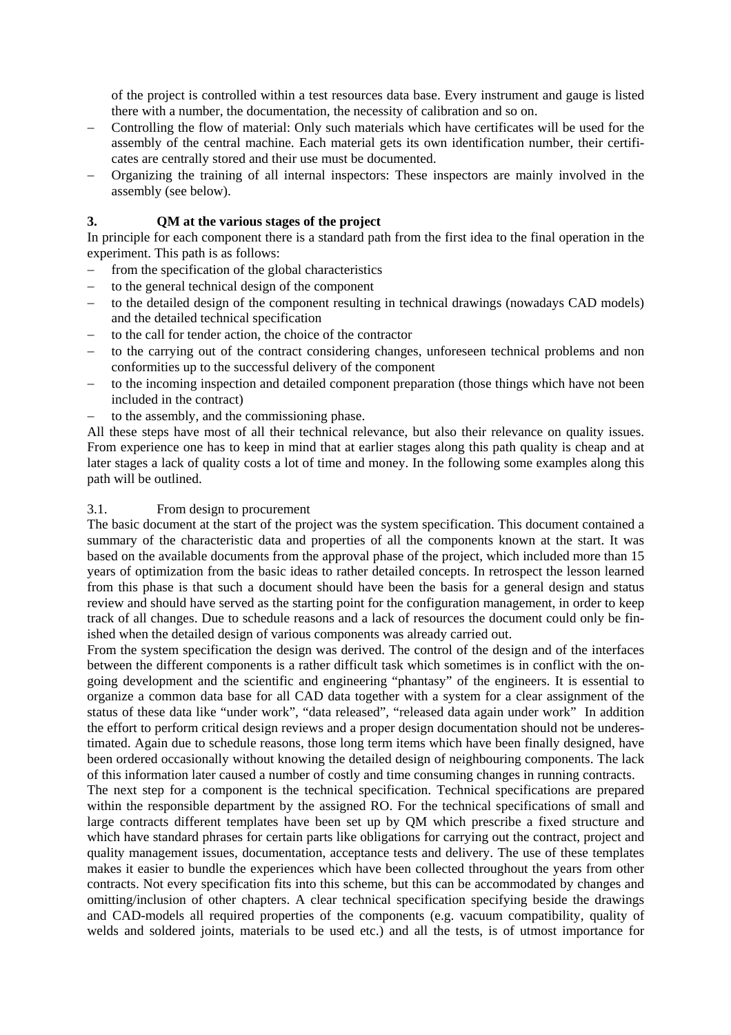of the project is controlled within a test resources data base. Every instrument and gauge is listed there with a number, the documentation, the necessity of calibration and so on.

- Controlling the flow of material: Only such materials which have certificates will be used for the assembly of the central machine. Each material gets its own identification number, their certificates are centrally stored and their use must be documented.
- Organizing the training of all internal inspectors: These inspectors are mainly involved in the assembly (see below).

## 3. QM at the various stages of the project

In principle for each component there is a standard path from the first idea to the final operation in the experiment. This path is as follows:

- from the specification of the global characteristics
- to the general technical design of the component
- to the detailed design of the component resulting in technical drawings (nowadays CAD models) and the detailed technical specification
- to the call for tender action, the choice of the contractor
- to the carrying out of the contract considering changes, unforeseen technical problems and non conformities up to the successful delivery of the component
- to the incoming inspection and detailed component preparation (those things which have not been included in the contract)
- to the assembly, and the commissioning phase.

All these steps have most of all their technical relevance, but also their relevance on quality issues. From experience one has to keep in mind that at earlier stages along this path quality is cheap and at later stages a lack of quality costs a lot of time and money. In the following some examples along this path will be outlined.

### 3.1. From design to procurement

The basic document at the start of the project was the system specification. This document contained a summary of the characteristic data and properties of all the components known at the start. It was based on the available documents from the approval phase of the project, which included more than 15 years of optimization from the basic ideas to rather detailed concepts. In retrospect the lesson learned from this phase is that such a document should have been the basis for a general design and status review and should have served as the starting point for the configuration management, in order to keep track of all changes. Due to schedule reasons and a lack of resources the document could only be finished when the detailed design of various components was already carried out.

From the system specification the design was derived. The control of the design and of the interfaces between the different components is a rather difficult task which sometimes is in conflict with the ongoing development and the scientific and engineering "phantasy" of the engineers. It is essential to organize a common data base for all CAD data together with a system for a clear assignment of the status of these data like "under work", "data released", "released data again under work" In addition the effort to perform critical design reviews and a proper design documentation should not be underestimated. Again due to schedule reasons, those long term items which have been finally designed, have been ordered occasionally without knowing the detailed design of neighbouring components. The lack of this information later caused a number of costly and time consuming changes in running contracts.

The next step for a component is the technical specification. Technical specifications are prepared within the responsible department by the assigned RO. For the technical specifications of small and large contracts different templates have been set up by QM which prescribe a fixed structure and which have standard phrases for certain parts like obligations for carrying out the contract, project and quality management issues, documentation, acceptance tests and delivery. The use of these templates makes it easier to bundle the experiences which have been collected throughout the years from other contracts. Not every specification fits into this scheme, but this can be accommodated by changes and omitting/inclusion of other chapters. A clear technical specification specifying beside the drawings and CAD-models all required properties of the components (e.g. vacuum compatibility, quality of welds and soldered joints, materials to be used etc.) and all the tests, is of utmost importance for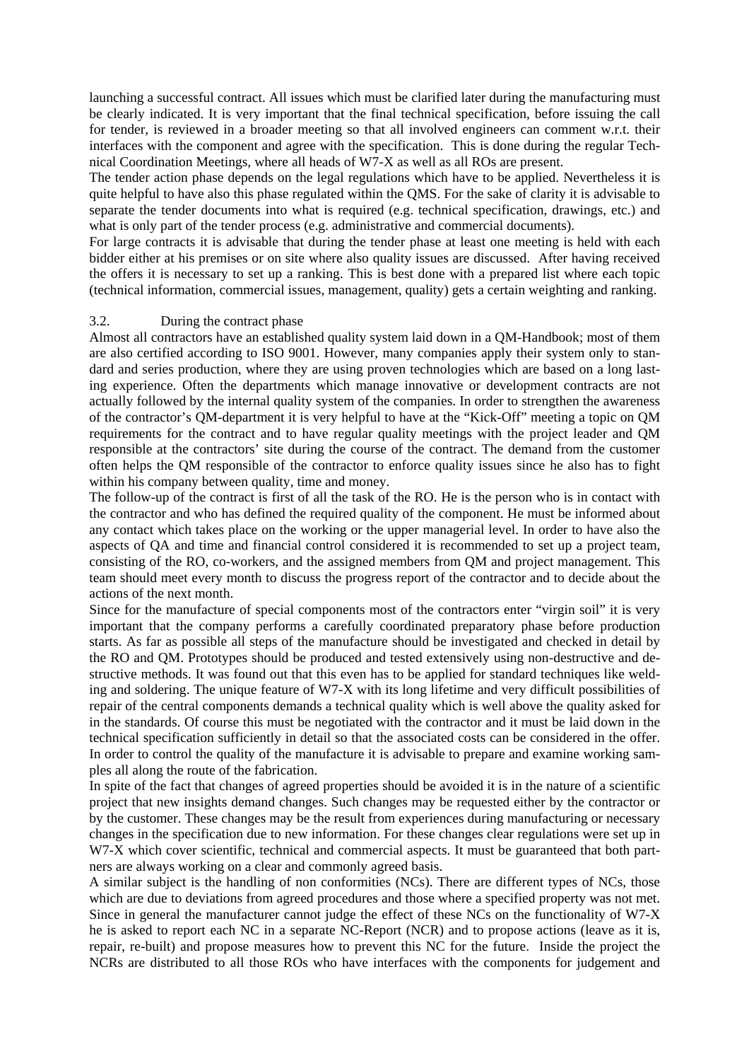launching a successful contract. All issues which must be clarified later during the manufacturing must be clearly indicated. It is very important that the final technical specification, before issuing the call for tender, is reviewed in a broader meeting so that all involved engineers can comment w.r.t. their interfaces with the component and agree with the specification. This is done during the regular Technical Coordination Meetings, where all heads of W7-X as well as all ROs are present.

The tender action phase depends on the legal regulations which have to be applied. Nevertheless it is quite helpful to have also this phase regulated within the QMS. For the sake of clarity it is advisable to separate the tender documents into what is required (e.g. technical specification, drawings, etc.) and what is only part of the tender process (e.g. administrative and commercial documents).

For large contracts it is advisable that during the tender phase at least one meeting is held with each bidder either at his premises or on site where also quality issues are discussed. After having received the offers it is necessary to set up a ranking. This is best done with a prepared list where each topic (technical information, commercial issues, management, quality) gets a certain weighting and ranking.

### 3.2. During the contract phase

Almost all contractors have an established quality system laid down in a QM-Handbook; most of them are also certified according to ISO 9001. However, many companies apply their system only to standard and series production, where they are using proven technologies which are based on a long lasting experience. Often the departments which manage innovative or development contracts are not actually followed by the internal quality system of the companies. In order to strengthen the awareness of the contractor's QM-department it is very helpful to have at the "Kick-Off" meeting a topic on QM requirements for the contract and to have regular quality meetings with the project leader and QM responsible at the contractors' site during the course of the contract. The demand from the customer often helps the QM responsible of the contractor to enforce quality issues since he also has to fight within his company between quality, time and money.

The follow-up of the contract is first of all the task of the RO. He is the person who is in contact with the contractor and who has defined the required quality of the component. He must be informed about any contact which takes place on the working or the upper managerial level. In order to have also the aspects of QA and time and financial control considered it is recommended to set up a project team, consisting of the RO, co-workers, and the assigned members from QM and project management. This team should meet every month to discuss the progress report of the contractor and to decide about the actions of the next month.

Since for the manufacture of special components most of the contractors enter "virgin soil" it is very important that the company performs a carefully coordinated preparatory phase before production starts. As far as possible all steps of the manufacture should be investigated and checked in detail by the RO and QM. Prototypes should be produced and tested extensively using non-destructive and destructive methods. It was found out that this even has to be applied for standard techniques like welding and soldering. The unique feature of W7-X with its long lifetime and very difficult possibilities of repair of the central components demands a technical quality which is well above the quality asked for in the standards. Of course this must be negotiated with the contractor and it must be laid down in the technical specification sufficiently in detail so that the associated costs can be considered in the offer. In order to control the quality of the manufacture it is advisable to prepare and examine working samples all along the route of the fabrication.

In spite of the fact that changes of agreed properties should be avoided it is in the nature of a scientific project that new insights demand changes. Such changes may be requested either by the contractor or by the customer. These changes may be the result from experiences during manufacturing or necessary changes in the specification due to new information. For these changes clear regulations were set up in W7-X which cover scientific, technical and commercial aspects. It must be guaranteed that both partners are always working on a clear and commonly agreed basis.

A similar subject is the handling of non conformities (NCs). There are different types of NCs, those which are due to deviations from agreed procedures and those where a specified property was not met. Since in general the manufacturer cannot judge the effect of these NCs on the functionality of W7-X he is asked to report each NC in a separate NC-Report (NCR) and to propose actions (leave as it is, repair, re-built) and propose measures how to prevent this NC for the future. Inside the project the NCRs are distributed to all those ROs who have interfaces with the components for judgement and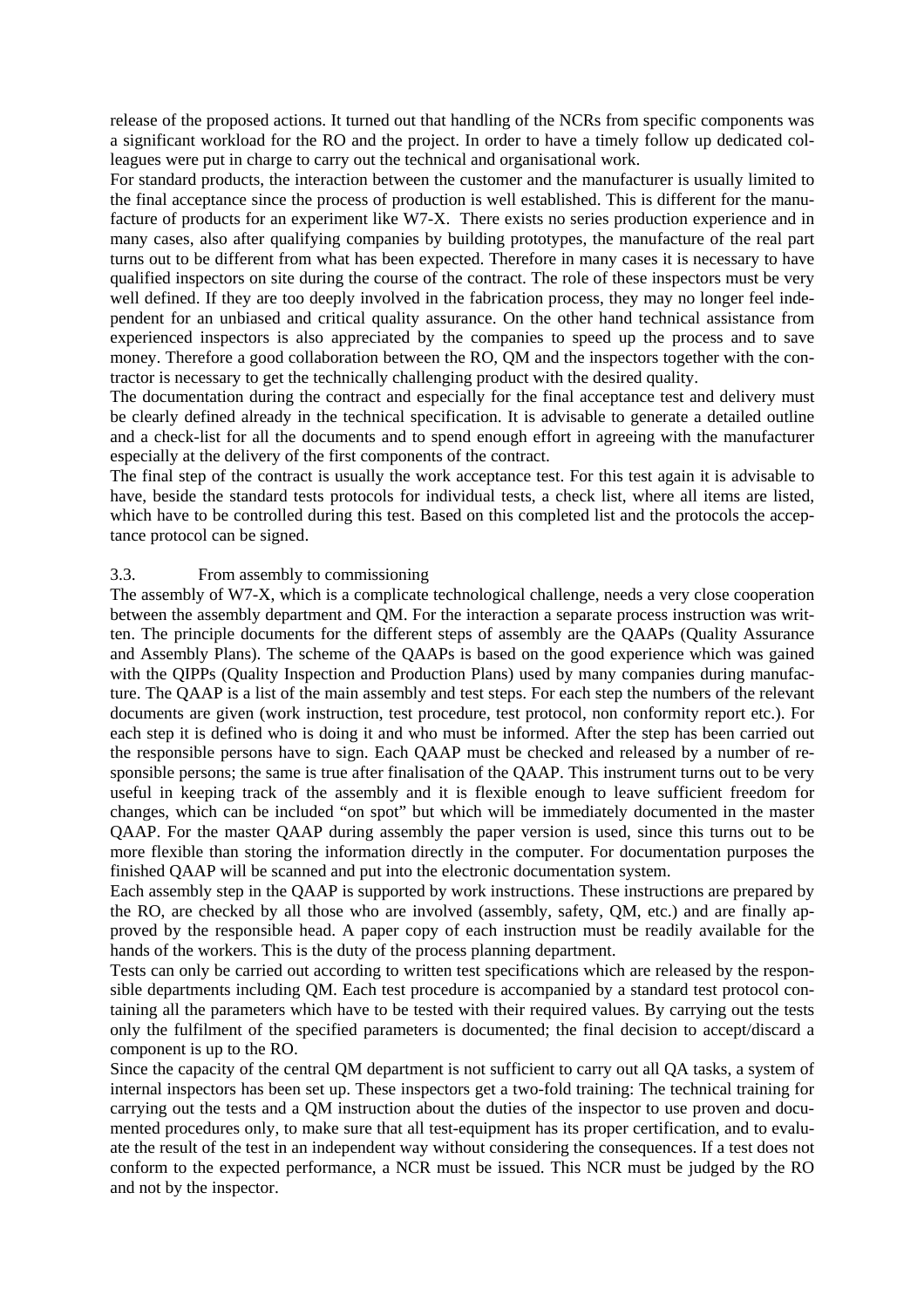release of the proposed actions. It turned out that handling of the NCRs from specific components was a significant workload for the RO and the project. In order to have a timely follow up dedicated colleagues were put in charge to carry out the technical and organisational work.

For standard products, the interaction between the customer and the manufacturer is usually limited to the final acceptance since the process of production is well established. This is different for the manufacture of products for an experiment like W7-X. There exists no series production experience and in many cases, also after qualifying companies by building prototypes, the manufacture of the real part turns out to be different from what has been expected. Therefore in many cases it is necessary to have qualified inspectors on site during the course of the contract. The role of these inspectors must be very well defined. If they are too deeply involved in the fabrication process, they may no longer feel independent for an unbiased and critical quality assurance. On the other hand technical assistance from experienced inspectors is also appreciated by the companies to speed up the process and to save money. Therefore a good collaboration between the RO, QM and the inspectors together with the contractor is necessary to get the technically challenging product with the desired quality.

The documentation during the contract and especially for the final acceptance test and delivery must be clearly defined already in the technical specification. It is advisable to generate a detailed outline and a check-list for all the documents and to spend enough effort in agreeing with the manufacturer especially at the delivery of the first components of the contract.

The final step of the contract is usually the work acceptance test. For this test again it is advisable to have, beside the standard tests protocols for individual tests, a check list, where all items are listed, which have to be controlled during this test. Based on this completed list and the protocols the acceptance protocol can be signed.

### 3.3. From assembly to commissioning

The assembly of W7-X, which is a complicate technological challenge, needs a very close cooperation between the assembly department and QM. For the interaction a separate process instruction was written. The principle documents for the different steps of assembly are the QAAPs (Quality Assurance and Assembly Plans). The scheme of the QAAPs is based on the good experience which was gained with the QIPPs (Quality Inspection and Production Plans) used by many companies during manufacture. The QAAP is a list of the main assembly and test steps. For each step the numbers of the relevant documents are given (work instruction, test procedure, test protocol, non conformity report etc.). For each step it is defined who is doing it and who must be informed. After the step has been carried out the responsible persons have to sign. Each QAAP must be checked and released by a number of responsible persons; the same is true after finalisation of the QAAP. This instrument turns out to be very useful in keeping track of the assembly and it is flexible enough to leave sufficient freedom for changes, which can be included "on spot" but which will be immediately documented in the master QAAP. For the master QAAP during assembly the paper version is used, since this turns out to be more flexible than storing the information directly in the computer. For documentation purposes the finished QAAP will be scanned and put into the electronic documentation system.

Each assembly step in the QAAP is supported by work instructions. These instructions are prepared by the RO, are checked by all those who are involved (assembly, safety, QM, etc.) and are finally approved by the responsible head. A paper copy of each instruction must be readily available for the hands of the workers. This is the duty of the process planning department.

Tests can only be carried out according to written test specifications which are released by the responsible departments including QM. Each test procedure is accompanied by a standard test protocol containing all the parameters which have to be tested with their required values. By carrying out the tests only the fulfilment of the specified parameters is documented; the final decision to accept/discard a component is up to the RO.

Since the capacity of the central QM department is not sufficient to carry out all QA tasks, a system of internal inspectors has been set up. These inspectors get a two-fold training: The technical training for carrying out the tests and a QM instruction about the duties of the inspector to use proven and documented procedures only, to make sure that all test-equipment has its proper certification, and to evaluate the result of the test in an independent way without considering the consequences. If a test does not conform to the expected performance, a NCR must be issued. This NCR must be judged by the RO and not by the inspector.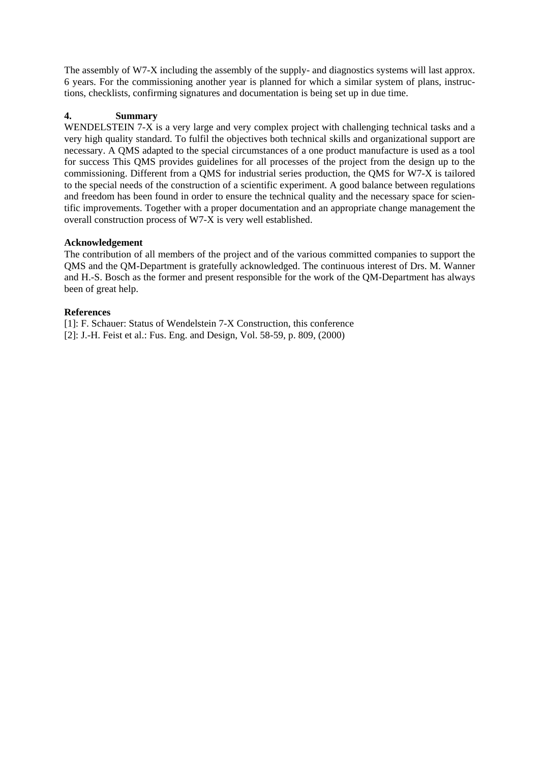The assembly of W7-X including the assembly of the supply- and diagnostics systems will last approx. 6 years. For the commissioning another year is planned for which a similar system of plans, instructions, checklists, confirming signatures and documentation is being set up in due time.

## 4. Summary

WENDELSTEIN 7-X is a very large and very complex project with challenging technical tasks and a very high quality standard. To fulfil the objectives both technical skills and organizational support are necessary. A QMS adapted to the special circumstances of a one product manufacture is used as a tool for success This QMS provides guidelines for all processes of the project from the design up to the commissioning. Different from a QMS for industrial series production, the QMS for W7-X is tailored to the special needs of the construction of a scientific experiment. A good balance between regulations and freedom has been found in order to ensure the technical quality and the necessary space for scientific improvements. Together with a proper documentation and an appropriate change management the overall construction process of W7-X is very well established.

## Acknowledgement

The contribution of all members of the project and of the various committed companies to support the QMS and the QM-Department is gratefully acknowledged. The continuous interest of Drs. M. Wanner and H.-S. Bosch as the former and present responsible for the work of the QM-Department has always been of great help.

## References

[1]: F. Schauer: Status of Wendelstein 7-X Construction, this conference

[2]: J.-H. Feist et al.: Fus. Eng. and Design, Vol. 58-59, p. 809, (2000)